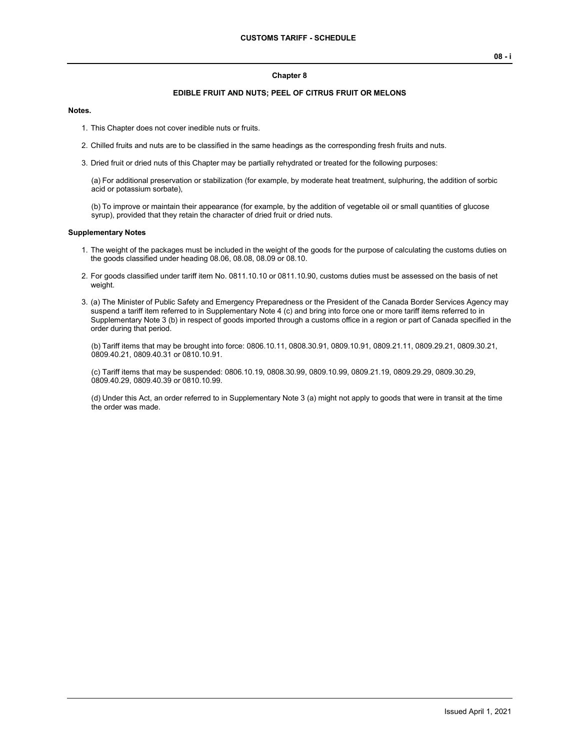## Chapter 8

### EDIBLE FRUIT AND NUTS; PEEL OF CITRUS FRUIT OR MELONS

**Notes.**

1. This Chapter does not cover inedible nuts or fruits.

2. Chilled fruits and nuts are to be classified in the same headings as the corresponding fresh fruits and nuts.

3. Dried fruit or dried nuts of this Chapter may be partially rehydrated or treated for the following purposes:

   (a) For additional preservation or stabilization (for example, by moderate heat treatment, sulphuring, the addition of sorbic acid or potassium sorbate),

   (b) To improve or maintain their appearance (for example, by the addition of vegetable oil or small quantities of glucose syrup), provided that they retain the character of dried fruit or dried nuts.

**Supplementary Notes**

1. The weight of the packages must be included in the weight of the goods for the purpose of calculating the customs duties on the goods classified under heading 08.06, 08.08, 08.09 or 08.10.

2. For goods classified under tariff item No. 0811.10.10 or 0811.10.90, customs duties must be assessed on the basis of net weight.

3. (a) The Minister of Public Safety and Emergency Preparedness or the President of the Canada Border Services Agency may suspend a tariff item referred to in Supplementary Note 4 (c) and bring into force one or more tariff items referred to in Supplementary Note 3 (b) in respect of goods imported through a customs office in a region or part of Canada specified in the order during that period.

   (b) Tariff items that may be brought into force: 0806.10.11, 0808.30.91, 0809.10.91, 0809.21.11, 0809.29.21, 0809.30.21, 0809.40.21, 0809.40.31 or 0810.10.91.

   (c) Tariff items that may be suspended: 0806.10.19, 0808.30.99, 0809.10.99, 0809.21.19, 0809.29.29, 0809.30.29, 0809.40.29, 0809.40.39 or 0810.10.99.

   (d) Under this Act, an order referred to in Supplementary Note 3 (a) might not apply to goods that were in transit at the time the order was made.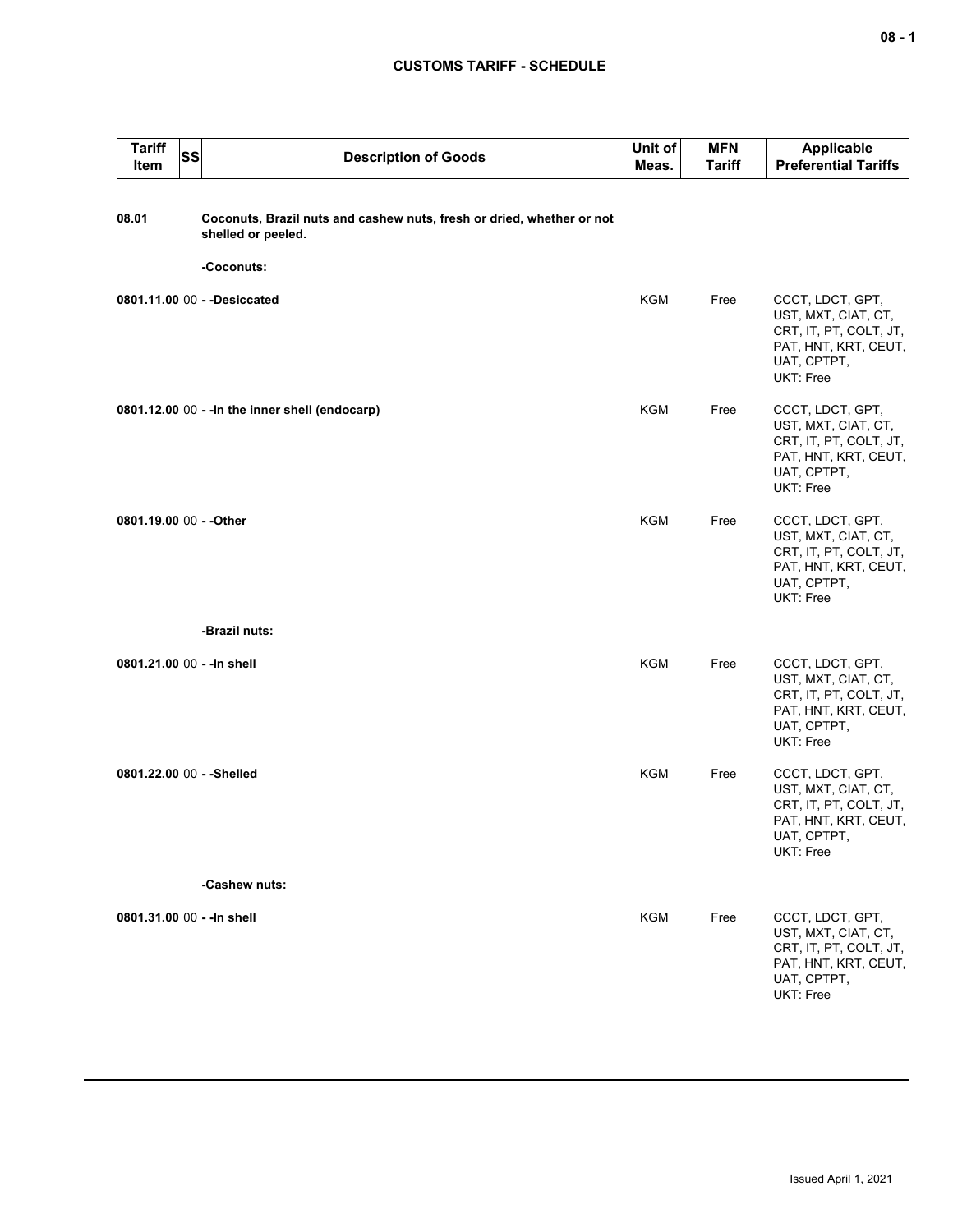| Tariff Item | SS | Description of Goods | Unit of Meas. | MFN Tariff | Applicable Preferential Tariffs |
|---|---|---|---|---|---|
| **08.01** | | **Coconuts, Brazil nuts and cashew nuts, fresh or dried, whether or not shelled or peeled.** | | | |
| | | **-Coconuts:** | | | |
| **0801.11.00** | 00 | **- -Desiccated** | KGM | Free | CCCT, LDCT, GPT, UST, MXT, CIAT, CT, CRT, IT, PT, COLT, JT, PAT, HNT, KRT, CEUT, UAT, CPTPT, UKT: Free |
| **0801.12.00** | 00 | **- -In the inner shell (endocarp)** | KGM | Free | CCCT, LDCT, GPT, UST, MXT, CIAT, CT, CRT, IT, PT, COLT, JT, PAT, HNT, KRT, CEUT, UAT, CPTPT, UKT: Free |
| **0801.19.00** | 00 | **- -Other** | KGM | Free | CCCT, LDCT, GPT, UST, MXT, CIAT, CT, CRT, IT, PT, COLT, JT, PAT, HNT, KRT, CEUT, UAT, CPTPT, UKT: Free |
| | | **-Brazil nuts:** | | | |
| **0801.21.00** | 00 | **- -In shell** | KGM | Free | CCCT, LDCT, GPT, UST, MXT, CIAT, CT, CRT, IT, PT, COLT, JT, PAT, HNT, KRT, CEUT, UAT, CPTPT, UKT: Free |
| **0801.22.00** | 00 | **- -Shelled** | KGM | Free | CCCT, LDCT, GPT, UST, MXT, CIAT, CT, CRT, IT, PT, COLT, JT, PAT, HNT, KRT, CEUT, UAT, CPTPT, UKT: Free |
| | | **-Cashew nuts:** | | | |
| **0801.31.00** | 00 | **- -In shell** | KGM | Free | CCCT, LDCT, GPT, UST, MXT, CIAT, CT, CRT, IT, PT, COLT, JT, PAT, HNT, KRT, CEUT, UAT, CPTPT, UKT: Free |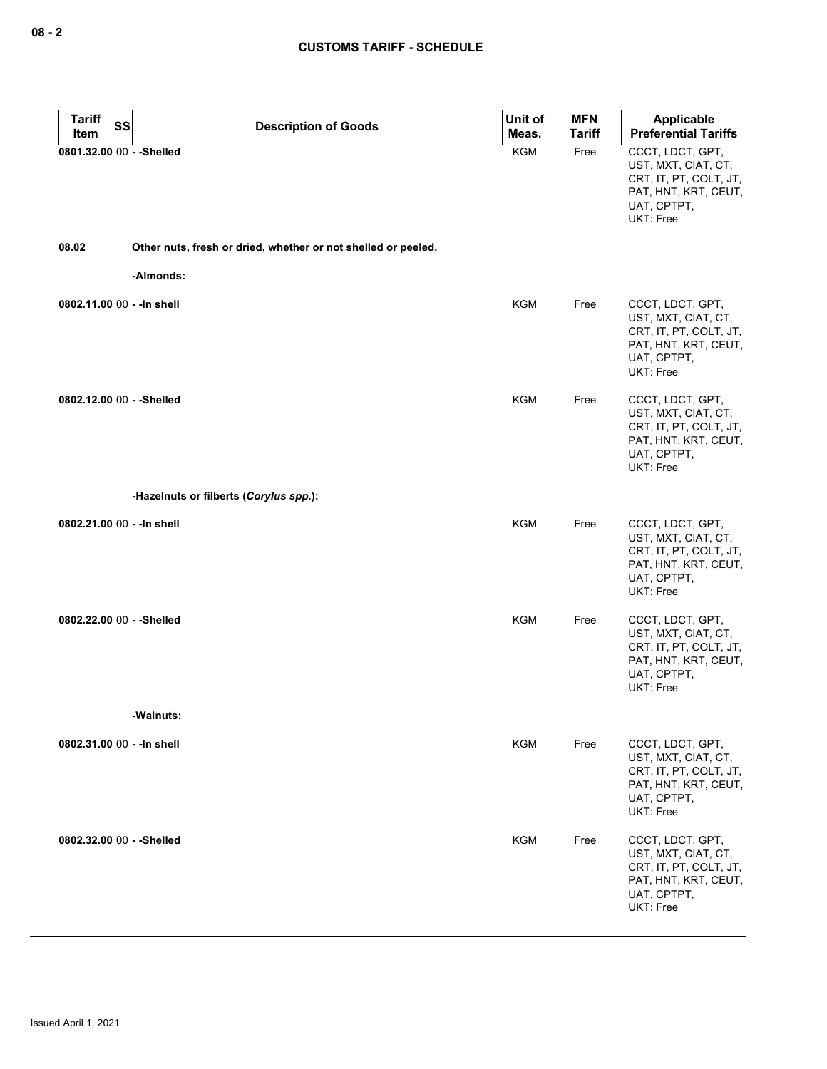## CUSTOMS TARIFF - SCHEDULE

| Tariff Item | SS | Description of Goods | Unit of Meas. | MFN Tariff | Applicable Preferential Tariffs |
|---|---|---|---|---|---|
| 0801.32.00 | 00 | - -Shelled | KGM | Free | CCCT, LDCT, GPT, UST, MXT, CIAT, CT, CRT, IT, PT, COLT, JT, PAT, HNT, KRT, CEUT, UAT, CPTPT, UKT: Free |
| 08.02 | | **Other nuts, fresh or dried, whether or not shelled or peeled.** | | | |
| | | **-Almonds:** | | | |
| 0802.11.00 | 00 | - -In shell | KGM | Free | CCCT, LDCT, GPT, UST, MXT, CIAT, CT, CRT, IT, PT, COLT, JT, PAT, HNT, KRT, CEUT, UAT, CPTPT, UKT: Free |
| 0802.12.00 | 00 | - -Shelled | KGM | Free | CCCT, LDCT, GPT, UST, MXT, CIAT, CT, CRT, IT, PT, COLT, JT, PAT, HNT, KRT, CEUT, UAT, CPTPT, UKT: Free |
| | | **-Hazelnuts or filberts (*Corylus spp.*):** | | | |
| 0802.21.00 | 00 | - -In shell | KGM | Free | CCCT, LDCT, GPT, UST, MXT, CIAT, CT, CRT, IT, PT, COLT, JT, PAT, HNT, KRT, CEUT, UAT, CPTPT, UKT: Free |
| 0802.22.00 | 00 | - -Shelled | KGM | Free | CCCT, LDCT, GPT, UST, MXT, CIAT, CT, CRT, IT, PT, COLT, JT, PAT, HNT, KRT, CEUT, UAT, CPTPT, UKT: Free |
| | | **-Walnuts:** | | | |
| 0802.31.00 | 00 | - -In shell | KGM | Free | CCCT, LDCT, GPT, UST, MXT, CIAT, CT, CRT, IT, PT, COLT, JT, PAT, HNT, KRT, CEUT, UAT, CPTPT, UKT: Free |
| 0802.32.00 | 00 | - -Shelled | KGM | Free | CCCT, LDCT, GPT, UST, MXT, CIAT, CT, CRT, IT, PT, COLT, JT, PAT, HNT, KRT, CEUT, UAT, CPTPT, UKT: Free |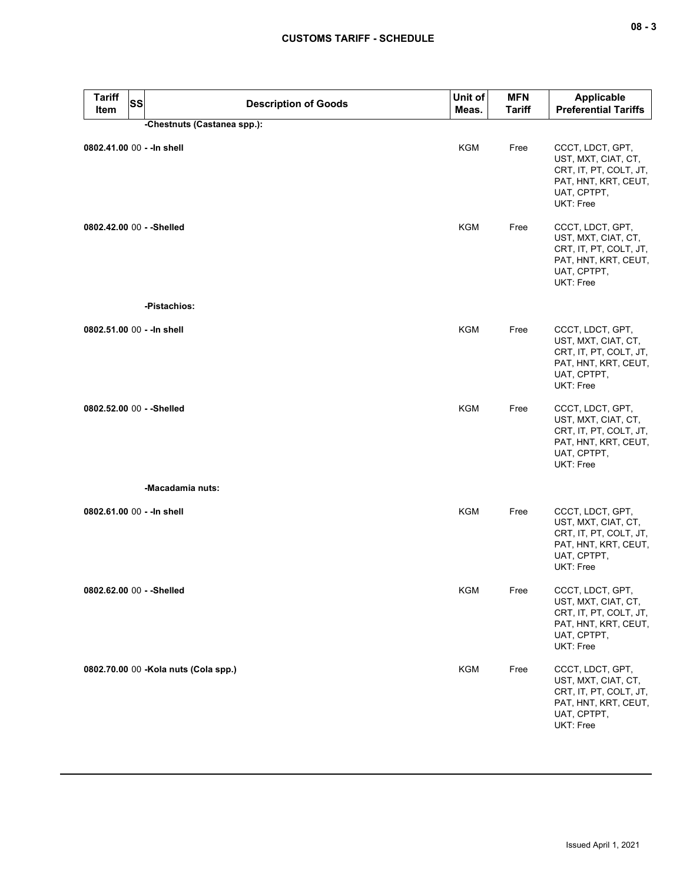| Tariff Item | SS | Description of Goods | Unit of Meas. | MFN Tariff | Applicable Preferential Tariffs |
|---|---|---|---|---|---|
| | | -Chestnuts (Castanea spp.): | | | |
| 0802.41.00 | 00 | - -In shell | KGM | Free | CCCT, LDCT, GPT, UST, MXT, CIAT, CT, CRT, IT, PT, COLT, JT, PAT, HNT, KRT, CEUT, UAT, CPTPT, UKT: Free |
| 0802.42.00 | 00 | - -Shelled | KGM | Free | CCCT, LDCT, GPT, UST, MXT, CIAT, CT, CRT, IT, PT, COLT, JT, PAT, HNT, KRT, CEUT, UAT, CPTPT, UKT: Free |
| | | -Pistachios: | | | |
| 0802.51.00 | 00 | - -In shell | KGM | Free | CCCT, LDCT, GPT, UST, MXT, CIAT, CT, CRT, IT, PT, COLT, JT, PAT, HNT, KRT, CEUT, UAT, CPTPT, UKT: Free |
| 0802.52.00 | 00 | - -Shelled | KGM | Free | CCCT, LDCT, GPT, UST, MXT, CIAT, CT, CRT, IT, PT, COLT, JT, PAT, HNT, KRT, CEUT, UAT, CPTPT, UKT: Free |
| | | -Macadamia nuts: | | | |
| 0802.61.00 | 00 | - -In shell | KGM | Free | CCCT, LDCT, GPT, UST, MXT, CIAT, CT, CRT, IT, PT, COLT, JT, PAT, HNT, KRT, CEUT, UAT, CPTPT, UKT: Free |
| 0802.62.00 | 00 | - -Shelled | KGM | Free | CCCT, LDCT, GPT, UST, MXT, CIAT, CT, CRT, IT, PT, COLT, JT, PAT, HNT, KRT, CEUT, UAT, CPTPT, UKT: Free |
| 0802.70.00 | 00 | -Kola nuts (Cola spp.) | KGM | Free | CCCT, LDCT, GPT, UST, MXT, CIAT, CT, CRT, IT, PT, COLT, JT, PAT, HNT, KRT, CEUT, UAT, CPTPT, UKT: Free |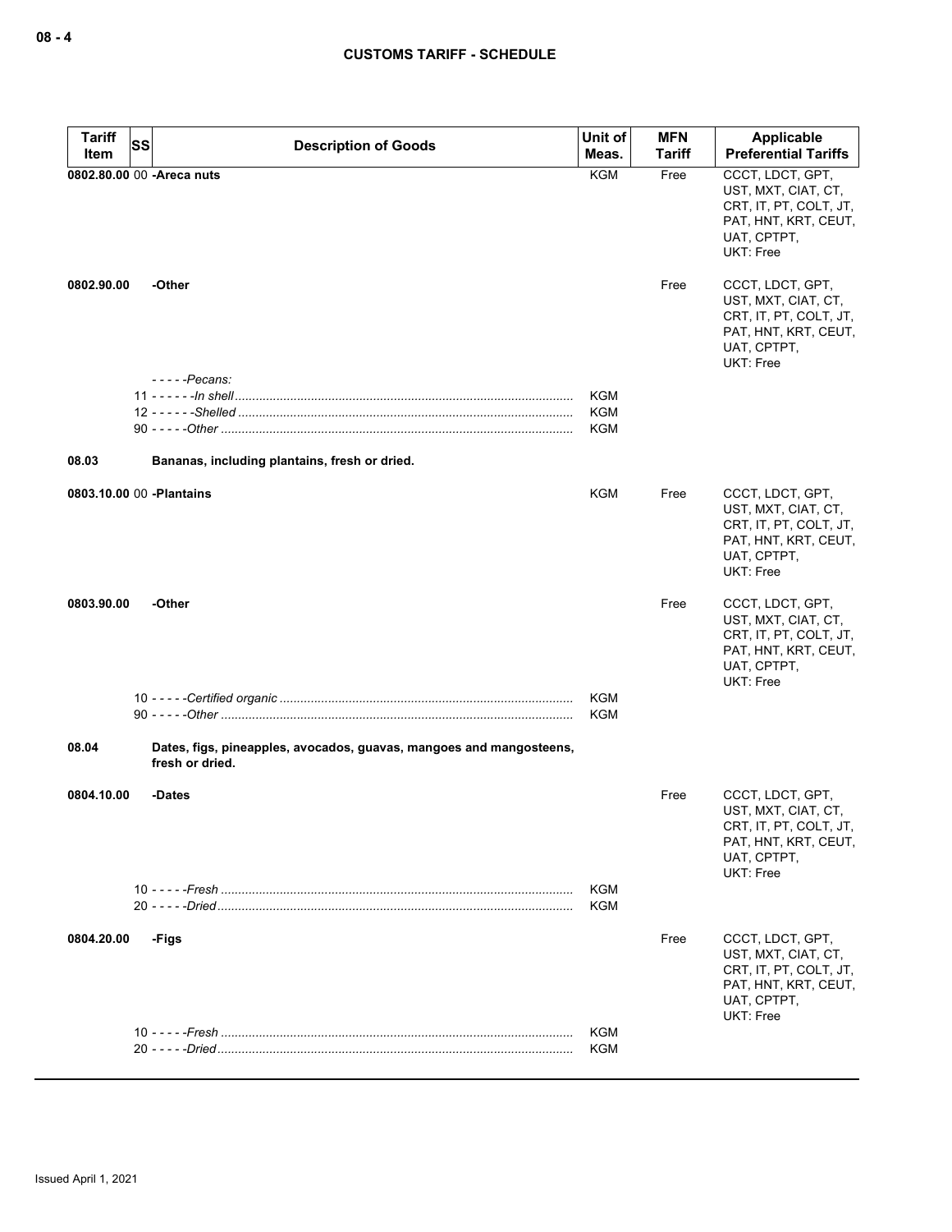| Tariff Item | SS | Description of Goods | Unit of Meas. | MFN Tariff | Applicable Preferential Tariffs |
|---|---|---|---|---|---|
| 0802.80.00 | 00 | **-Areca nuts** | KGM | Free | CCCT, LDCT, GPT, UST, MXT, CIAT, CT, CRT, IT, PT, COLT, JT, PAT, HNT, KRT, CEUT, UAT, CPTPT, UKT: Free |
| 0802.90.00 | | **-Other** | | Free | CCCT, LDCT, GPT, UST, MXT, CIAT, CT, CRT, IT, PT, COLT, JT, PAT, HNT, KRT, CEUT, UAT, CPTPT, UKT: Free |
| | | - - - - -*Pecans:* | | | |
| | 11 | - - - - - -*In shell* | KGM | | |
| | 12 | - - - - - -*Shelled* | KGM | | |
| | 90 | - - - - -*Other* | KGM | | |
| **08.03** | | **Bananas, including plantains, fresh or dried.** | | | |
| 0803.10.00 | 00 | **-Plantains** | KGM | Free | CCCT, LDCT, GPT, UST, MXT, CIAT, CT, CRT, IT, PT, COLT, JT, PAT, HNT, KRT, CEUT, UAT, CPTPT, UKT: Free |
| 0803.90.00 | | **-Other** | | Free | CCCT, LDCT, GPT, UST, MXT, CIAT, CT, CRT, IT, PT, COLT, JT, PAT, HNT, KRT, CEUT, UAT, CPTPT, UKT: Free |
| | 10 | - - - - -*Certified organic* | KGM | | |
| | 90 | - - - - -*Other* | KGM | | |
| **08.04** | | **Dates, figs, pineapples, avocados, guavas, mangoes and mangosteens, fresh or dried.** | | | |
| 0804.10.00 | | **-Dates** | | Free | CCCT, LDCT, GPT, UST, MXT, CIAT, CT, CRT, IT, PT, COLT, JT, PAT, HNT, KRT, CEUT, UAT, CPTPT, UKT: Free |
| | 10 | - - - - -*Fresh* | KGM | | |
| | 20 | - - - - -*Dried* | KGM | | |
| 0804.20.00 | | **-Figs** | | Free | CCCT, LDCT, GPT, UST, MXT, CIAT, CT, CRT, IT, PT, COLT, JT, PAT, HNT, KRT, CEUT, UAT, CPTPT, UKT: Free |
| | 10 | - - - - -*Fresh* | KGM | | |
| | 20 | - - - - -*Dried* | KGM | | |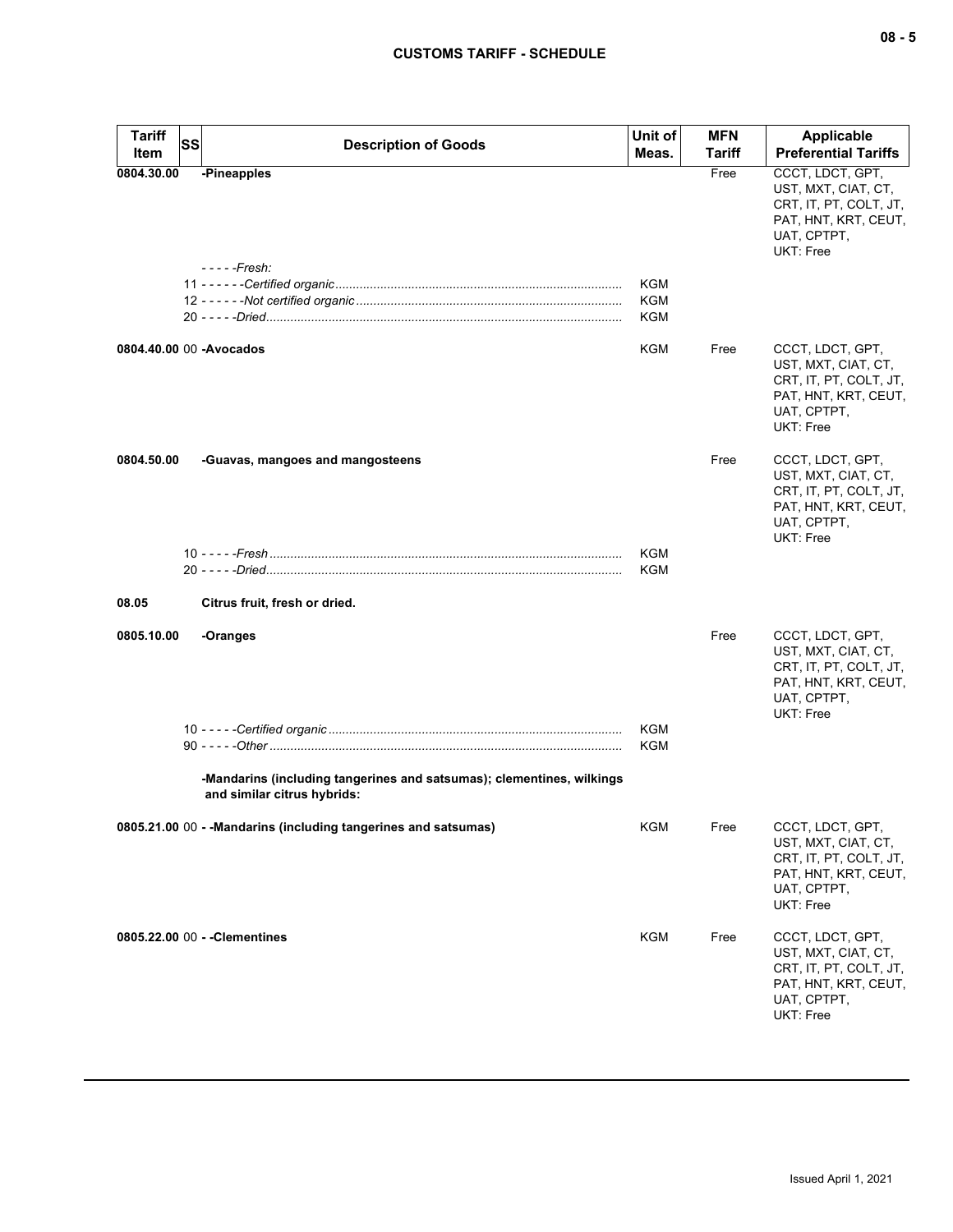| Tariff Item | SS | Description of Goods | Unit of Meas. | MFN Tariff | Applicable Preferential Tariffs |
|---|---|---|---|---|---|
| 0804.30.00 | | **-Pineapples** | | Free | CCCT, LDCT, GPT, UST, MXT, CIAT, CT, CRT, IT, PT, COLT, JT, PAT, HNT, KRT, CEUT, UAT, CPTPT, UKT: Free |
| | | *- - - - -Fresh:* | | | |
| | 11 | *- - - - - -Certified organic* | KGM | | |
| | 12 | *- - - - - -Not certified organic* | KGM | | |
| | 20 | *- - - - -Dried* | KGM | | |
| 0804.40.00 | 00 | **-Avocados** | KGM | Free | CCCT, LDCT, GPT, UST, MXT, CIAT, CT, CRT, IT, PT, COLT, JT, PAT, HNT, KRT, CEUT, UAT, CPTPT, UKT: Free |
| 0804.50.00 | | **-Guavas, mangoes and mangosteens** | | Free | CCCT, LDCT, GPT, UST, MXT, CIAT, CT, CRT, IT, PT, COLT, JT, PAT, HNT, KRT, CEUT, UAT, CPTPT, UKT: Free |
| | 10 | *- - - - -Fresh* | KGM | | |
| | 20 | *- - - - -Dried* | KGM | | |
| 08.05 | | **Citrus fruit, fresh or dried.** | | | |
| 0805.10.00 | | **-Oranges** | | Free | CCCT, LDCT, GPT, UST, MXT, CIAT, CT, CRT, IT, PT, COLT, JT, PAT, HNT, KRT, CEUT, UAT, CPTPT, UKT: Free |
| | 10 | *- - - - -Certified organic* | KGM | | |
| | 90 | *- - - - -Other* | KGM | | |
| | | **-Mandarins (including tangerines and satsumas); clementines, wilkings and similar citrus hybrids:** | | | |
| 0805.21.00 | 00 | **- -Mandarins (including tangerines and satsumas)** | KGM | Free | CCCT, LDCT, GPT, UST, MXT, CIAT, CT, CRT, IT, PT, COLT, JT, PAT, HNT, KRT, CEUT, UAT, CPTPT, UKT: Free |
| 0805.22.00 | 00 | **- -Clementines** | KGM | Free | CCCT, LDCT, GPT, UST, MXT, CIAT, CT, CRT, IT, PT, COLT, JT, PAT, HNT, KRT, CEUT, UAT, CPTPT, UKT: Free |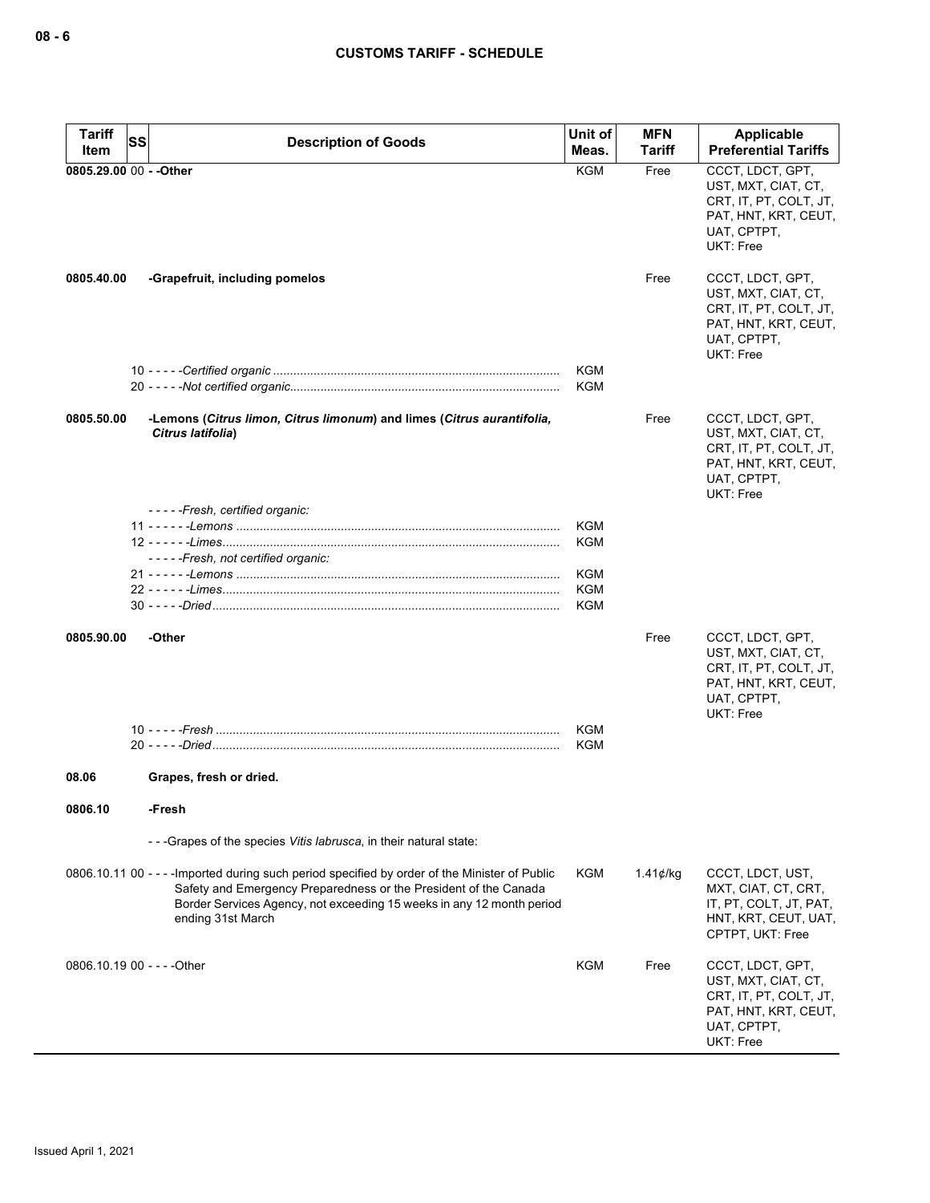| Tariff Item | SS | Description of Goods | Unit of Meas. | MFN Tariff | Applicable Preferential Tariffs |
|---|---|---|---|---|---|
| **0805.29.00** | 00 | **- -Other** | KGM | Free | CCCT, LDCT, GPT, UST, MXT, CIAT, CT, CRT, IT, PT, COLT, JT, PAT, HNT, KRT, CEUT, UAT, CPTPT, UKT: Free |
| **0805.40.00** | | **-Grapefruit, including pomelos** | | Free | CCCT, LDCT, GPT, UST, MXT, CIAT, CT, CRT, IT, PT, COLT, JT, PAT, HNT, KRT, CEUT, UAT, CPTPT, UKT: Free |
| | 10 | - - - - -*Certified organic* | KGM | | |
| | 20 | - - - - -*Not certified organic* | KGM | | |
| **0805.50.00** | | **-Lemons (*Citrus limon, Citrus limonum*) and limes (*Citrus aurantifolia, Citrus latifolia*)** | | Free | CCCT, LDCT, GPT, UST, MXT, CIAT, CT, CRT, IT, PT, COLT, JT, PAT, HNT, KRT, CEUT, UAT, CPTPT, UKT: Free |
| | | - - - - -*Fresh, certified organic:* | | | |
| | 11 | - - - - - -*Lemons* | KGM | | |
| | 12 | - - - - - -*Limes* | KGM | | |
| | | - - - - -*Fresh, not certified organic:* | | | |
| | 21 | - - - - - -*Lemons* | KGM | | |
| | 22 | - - - - - -*Limes* | KGM | | |
| | 30 | - - - - -*Dried* | KGM | | |
| **0805.90.00** | | **-Other** | | Free | CCCT, LDCT, GPT, UST, MXT, CIAT, CT, CRT, IT, PT, COLT, JT, PAT, HNT, KRT, CEUT, UAT, CPTPT, UKT: Free |
| | 10 | - - - - -*Fresh* | KGM | | |
| | 20 | - - - - -*Dried* | KGM | | |
| **08.06** | | **Grapes, fresh or dried.** | | | |
| **0806.10** | | **-Fresh** | | | |
| | | - - -Grapes of the species *Vitis labrusca*, in their natural state: | | | |
| 0806.10.11 | 00 | - - - -Imported during such period specified by order of the Minister of Public Safety and Emergency Preparedness or the President of the Canada Border Services Agency, not exceeding 15 weeks in any 12 month period ending 31st March | KGM | 1.41¢/kg | CCCT, LDCT, UST, MXT, CIAT, CT, CRT, IT, PT, COLT, JT, PAT, HNT, KRT, CEUT, UAT, CPTPT, UKT: Free |
| 0806.10.19 | 00 | - - - -Other | KGM | Free | CCCT, LDCT, GPT, UST, MXT, CIAT, CT, CRT, IT, PT, COLT, JT, PAT, HNT, KRT, CEUT, UAT, CPTPT, UKT: Free |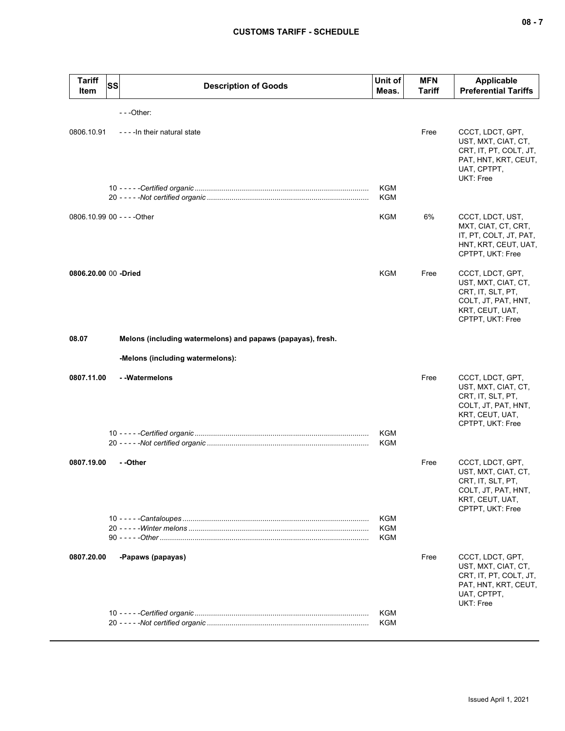| Tariff Item | SS | Description of Goods | Unit of Meas. | MFN Tariff | Applicable Preferential Tariffs |
|---|---|---|---|---|---|
| | | ---Other: | | | |
| 0806.10.91 | | ----In their natural state | | Free | CCCT, LDCT, GPT, UST, MXT, CIAT, CT, CRT, IT, PT, COLT, JT, PAT, HNT, KRT, CEUT, UAT, CPTPT, UKT: Free |
| | 10 | -----*Certified organic* | KGM | | |
| | 20 | -----*Not certified organic* | KGM | | |
| 0806.10.99 | 00 | ----Other | KGM | 6% | CCCT, LDCT, UST, MXT, CIAT, CT, CRT, IT, PT, COLT, JT, PAT, HNT, KRT, CEUT, UAT, CPTPT, UKT: Free |
| **0806.20.00** | 00 | **-Dried** | KGM | Free | CCCT, LDCT, GPT, UST, MXT, CIAT, CT, CRT, IT, SLT, PT, COLT, JT, PAT, HNT, KRT, CEUT, UAT, CPTPT, UKT: Free |
| **08.07** | | **Melons (including watermelons) and papaws (papayas), fresh.** | | | |
| | | **-Melons (including watermelons):** | | | |
| **0807.11.00** | | **--Watermelons** | | Free | CCCT, LDCT, GPT, UST, MXT, CIAT, CT, CRT, IT, SLT, PT, COLT, JT, PAT, HNT, KRT, CEUT, UAT, CPTPT, UKT: Free |
| | 10 | -----*Certified organic* | KGM | | |
| | 20 | -----*Not certified organic* | KGM | | |
| **0807.19.00** | | **--Other** | | Free | CCCT, LDCT, GPT, UST, MXT, CIAT, CT, CRT, IT, SLT, PT, COLT, JT, PAT, HNT, KRT, CEUT, UAT, CPTPT, UKT: Free |
| | 10 | -----*Cantaloupes* | KGM | | |
| | 20 | -----*Winter melons* | KGM | | |
| | 90 | -----*Other* | KGM | | |
| **0807.20.00** | | **-Papaws (papayas)** | | Free | CCCT, LDCT, GPT, UST, MXT, CIAT, CT, CRT, IT, PT, COLT, JT, PAT, HNT, KRT, CEUT, UAT, CPTPT, UKT: Free |
| | 10 | -----*Certified organic* | KGM | | |
| | 20 | -----*Not certified organic* | KGM | | |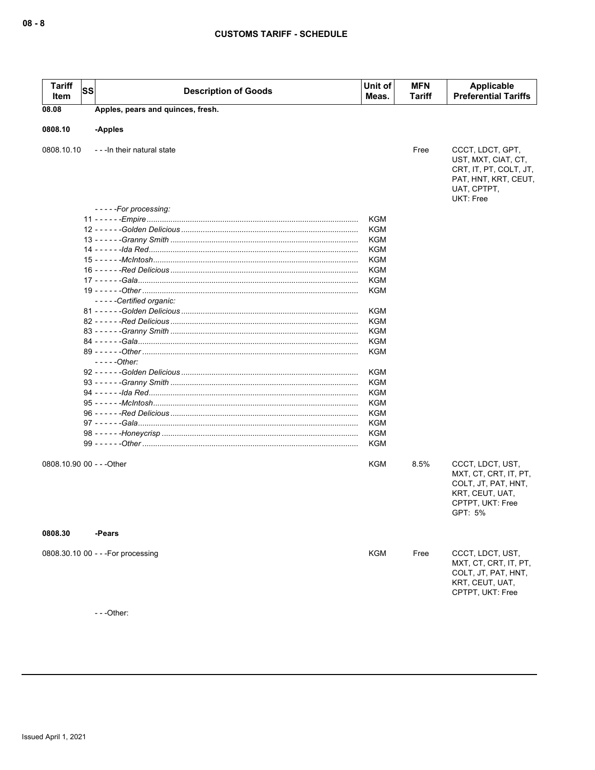| Tariff Item | SS | Description of Goods | Unit of Meas. | MFN Tariff | Applicable Preferential Tariffs |
|---|---|---|---|---|---|
| **08.08** | | **Apples, pears and quinces, fresh.** | | | |
| **0808.10** | | **-Apples** | | | |
| 0808.10.10 | | - - -In their natural state | | Free | CCCT, LDCT, GPT, UST, MXT, CIAT, CT, CRT, IT, PT, COLT, JT, PAT, HNT, KRT, CEUT, UAT, CPTPT, UKT: Free |
| | | - - - - -*For processing:* | | | |
| | 11 | - - - - - -*Empire* | KGM | | |
| | 12 | - - - - - -*Golden Delicious* | KGM | | |
| | 13 | - - - - - -*Granny Smith* | KGM | | |
| | 14 | - - - - - -*Ida Red* | KGM | | |
| | 15 | - - - - - -*McIntosh* | KGM | | |
| | 16 | - - - - - -*Red Delicious* | KGM | | |
| | 17 | - - - - - -*Gala* | KGM | | |
| | 19 | - - - - - -*Other* | KGM | | |
| | | - - - - -*Certified organic:* | | | |
| | 81 | - - - - - -*Golden Delicious* | KGM | | |
| | 82 | - - - - - -*Red Delicious* | KGM | | |
| | 83 | - - - - - -*Granny Smith* | KGM | | |
| | 84 | - - - - - -*Gala* | KGM | | |
| | 89 | - - - - - -*Other* | KGM | | |
| | | - - - - -*Other:* | | | |
| | 92 | - - - - - -*Golden Delicious* | KGM | | |
| | 93 | - - - - - -*Granny Smith* | KGM | | |
| | 94 | - - - - - -*Ida Red* | KGM | | |
| | 95 | - - - - - -*McIntosh* | KGM | | |
| | 96 | - - - - - -*Red Delicious* | KGM | | |
| | 97 | - - - - - -*Gala* | KGM | | |
| | 98 | - - - - - -*Honeycrisp* | KGM | | |
| | 99 | - - - - - -*Other* | KGM | | |
| 0808.10.90 | 00 | - - -Other | KGM | 8.5% | CCCT, LDCT, UST, MXT, CT, CRT, IT, PT, COLT, JT, PAT, HNT, KRT, CEUT, UAT, CPTPT, UKT: Free<br>GPT: 5% |
| **0808.30** | | **-Pears** | | | |
| 0808.30.10 | 00 | - - -For processing | KGM | Free | CCCT, LDCT, UST, MXT, CT, CRT, IT, PT, COLT, JT, PAT, HNT, KRT, CEUT, UAT, CPTPT, UKT: Free |
| | | - - -Other: | | | |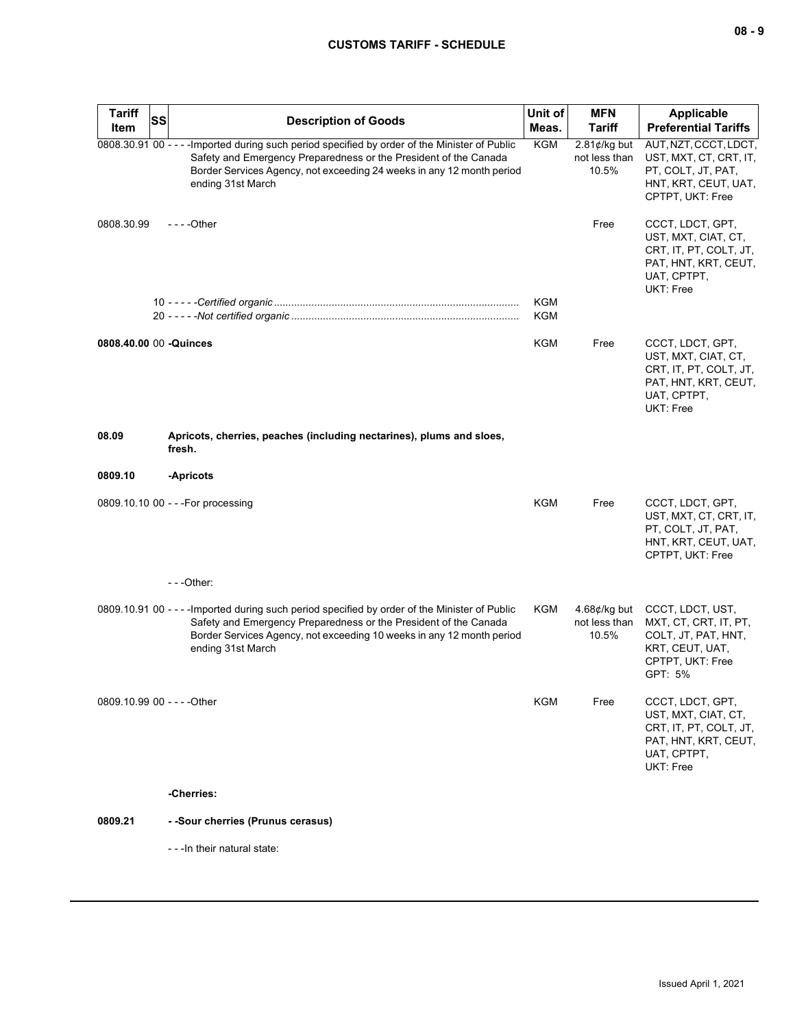| Tariff Item | SS | Description of Goods | Unit of Meas. | MFN Tariff | Applicable Preferential Tariffs |
|---|---|---|---|---|---|
| 0808.30.91 | 00 | - - - -Imported during such period specified by order of the Minister of Public Safety and Emergency Preparedness or the President of the Canada Border Services Agency, not exceeding 24 weeks in any 12 month period ending 31st March | KGM | 2.81¢/kg but not less than 10.5% | AUT, NZT, CCCT, LDCT, UST, MXT, CT, CRT, IT, PT, COLT, JT, PAT, HNT, KRT, CEUT, UAT, CPTPT, UKT: Free |
| 0808.30.99 | | - - - -Other | | Free | CCCT, LDCT, GPT, UST, MXT, CIAT, CT, CRT, IT, PT, COLT, JT, PAT, HNT, KRT, CEUT, UAT, CPTPT, UKT: Free |
| | 10 | - - - - -*Certified organic* | KGM | | |
| | 20 | - - - - -*Not certified organic* | KGM | | |
| **0808.40.00** | 00 | **-Quinces** | KGM | Free | CCCT, LDCT, GPT, UST, MXT, CIAT, CT, CRT, IT, PT, COLT, JT, PAT, HNT, KRT, CEUT, UAT, CPTPT, UKT: Free |
| **08.09** | | **Apricots, cherries, peaches (including nectarines), plums and sloes, fresh.** | | | |
| **0809.10** | | **-Apricots** | | | |
| 0809.10.10 | 00 | - - -For processing | KGM | Free | CCCT, LDCT, GPT, UST, MXT, CT, CRT, IT, PT, COLT, JT, PAT, HNT, KRT, CEUT, UAT, CPTPT, UKT: Free |
| | | - - -Other: | | | |
| 0809.10.91 | 00 | - - - -Imported during such period specified by order of the Minister of Public Safety and Emergency Preparedness or the President of the Canada Border Services Agency, not exceeding 10 weeks in any 12 month period ending 31st March | KGM | 4.68¢/kg but not less than 10.5% | CCCT, LDCT, UST, MXT, CT, CRT, IT, PT, COLT, JT, PAT, HNT, KRT, CEUT, UAT, CPTPT, UKT: Free<br>GPT: 5% |
| 0809.10.99 | 00 | - - - -Other | KGM | Free | CCCT, LDCT, GPT, UST, MXT, CIAT, CT, CRT, IT, PT, COLT, JT, PAT, HNT, KRT, CEUT, UAT, CPTPT, UKT: Free |
| | | **-Cherries:** | | | |
| **0809.21** | | **- -Sour cherries (Prunus cerasus)** | | | |
| | | - - -In their natural state: | | | |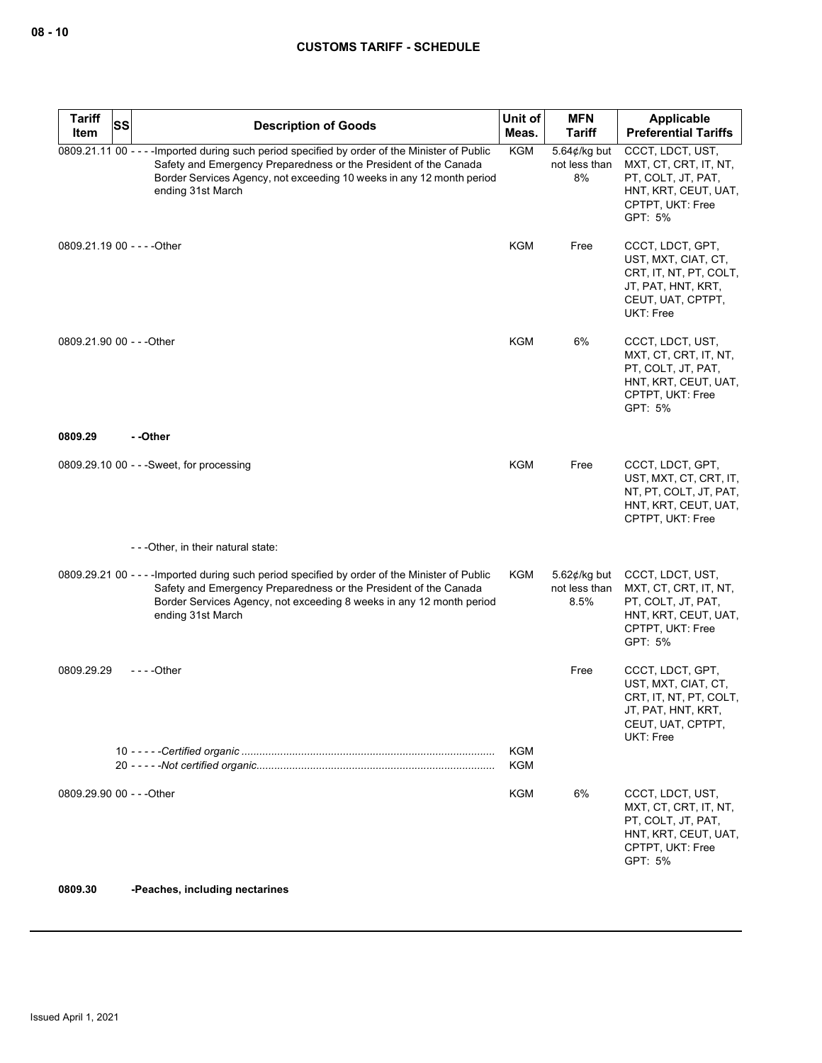| Tariff Item | SS | Description of Goods | Unit of Meas. | MFN Tariff | Applicable Preferential Tariffs |
| --- | --- | --- | --- | --- | --- |
| 0809.21.11 | 00 | - - - -Imported during such period specified by order of the Minister of Public Safety and Emergency Preparedness or the President of the Canada Border Services Agency, not exceeding 10 weeks in any 12 month period ending 31st March | KGM | 5.64¢/kg but not less than 8% | CCCT, LDCT, UST, MXT, CT, CRT, IT, NT, PT, COLT, JT, PAT, HNT, KRT, CEUT, UAT, CPTPT, UKT: Free<br>GPT: 5% |
| 0809.21.19 | 00 | - - - -Other | KGM | Free | CCCT, LDCT, GPT, UST, MXT, CIAT, CT, CRT, IT, NT, PT, COLT, JT, PAT, HNT, KRT, CEUT, UAT, CPTPT, UKT: Free |
| 0809.21.90 | 00 | - - -Other | KGM | 6% | CCCT, LDCT, UST, MXT, CT, CRT, IT, NT, PT, COLT, JT, PAT, HNT, KRT, CEUT, UAT, CPTPT, UKT: Free<br>GPT: 5% |
| **0809.29** | | **- -Other** | | | |
| 0809.29.10 | 00 | - - -Sweet, for processing | KGM | Free | CCCT, LDCT, GPT, UST, MXT, CT, CRT, IT, NT, PT, COLT, JT, PAT, HNT, KRT, CEUT, UAT, CPTPT, UKT: Free |
| | | - - -Other, in their natural state: | | | |
| 0809.29.21 | 00 | - - - -Imported during such period specified by order of the Minister of Public Safety and Emergency Preparedness or the President of the Canada Border Services Agency, not exceeding 8 weeks in any 12 month period ending 31st March | KGM | 5.62¢/kg but not less than 8.5% | CCCT, LDCT, UST, MXT, CT, CRT, IT, NT, PT, COLT, JT, PAT, HNT, KRT, CEUT, UAT, CPTPT, UKT: Free<br>GPT: 5% |
| 0809.29.29 | | - - - -Other | | Free | CCCT, LDCT, GPT, UST, MXT, CIAT, CT, CRT, IT, NT, PT, COLT, JT, PAT, HNT, KRT, CEUT, UAT, CPTPT, UKT: Free |
| | 10 | - - - - -*Certified organic* | KGM | | |
| | 20 | - - - - -*Not certified organic* | KGM | | |
| 0809.29.90 | 00 | - - -Other | KGM | 6% | CCCT, LDCT, UST, MXT, CT, CRT, IT, NT, PT, COLT, JT, PAT, HNT, KRT, CEUT, UAT, CPTPT, UKT: Free<br>GPT: 5% |
| **0809.30** | | **-Peaches, including nectarines** | | | |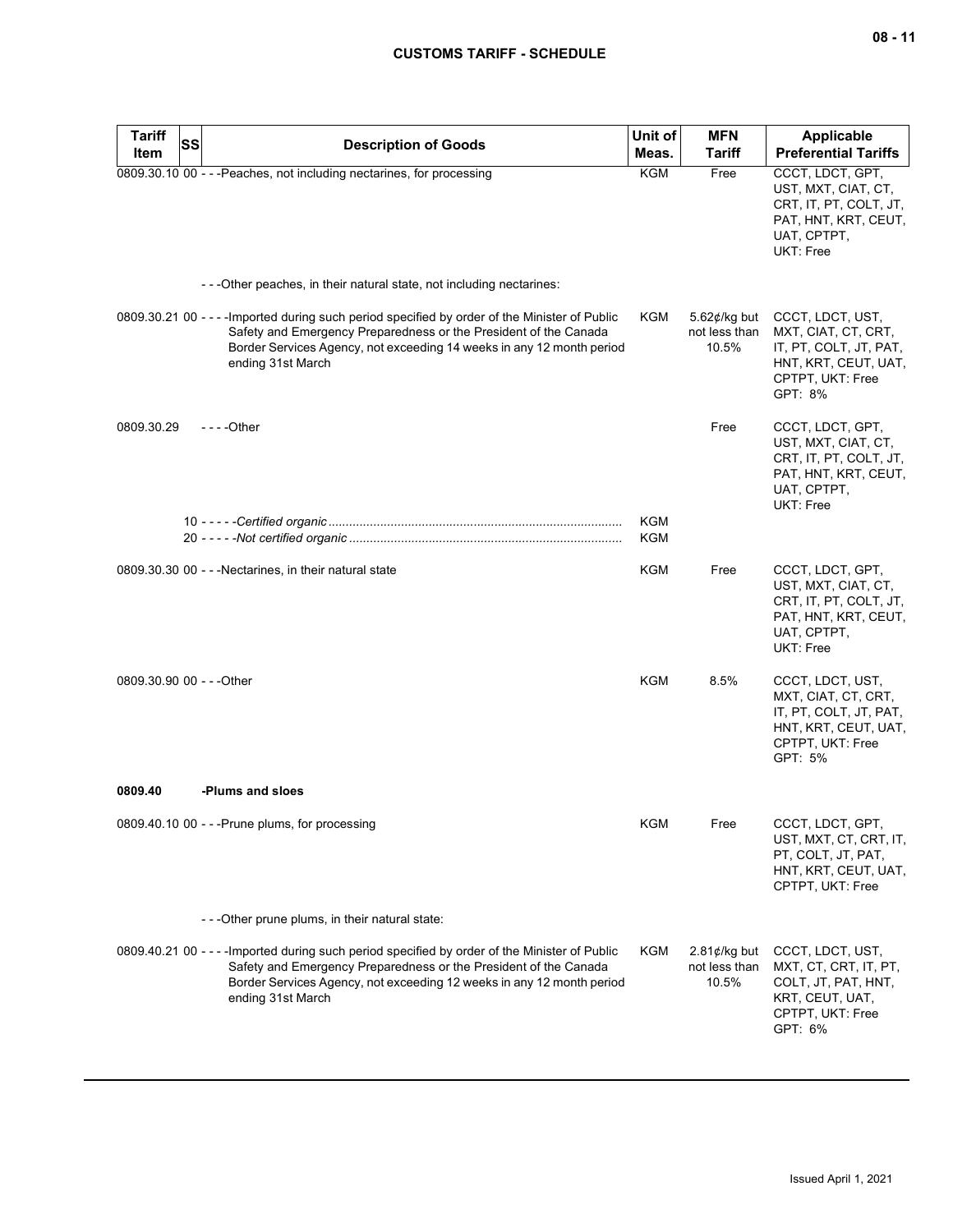| Tariff Item | SS | Description of Goods | Unit of Meas. | MFN Tariff | Applicable Preferential Tariffs |
|---|---|---|---|---|---|
| 0809.30.10 | 00 | - - -Peaches, not including nectarines, for processing | KGM | Free | CCCT, LDCT, GPT, UST, MXT, CIAT, CT, CRT, IT, PT, COLT, JT, PAT, HNT, KRT, CEUT, UAT, CPTPT, UKT: Free |
| | | - - -Other peaches, in their natural state, not including nectarines: | | | |
| 0809.30.21 | 00 | - - - -Imported during such period specified by order of the Minister of Public Safety and Emergency Preparedness or the President of the Canada Border Services Agency, not exceeding 14 weeks in any 12 month period ending 31st March | KGM | 5.62¢/kg but not less than 10.5% | CCCT, LDCT, UST, MXT, CIAT, CT, CRT, IT, PT, COLT, JT, PAT, HNT, KRT, CEUT, UAT, CPTPT, UKT: Free<br>GPT: 8% |
| 0809.30.29 | | - - - -Other | | Free | CCCT, LDCT, GPT, UST, MXT, CIAT, CT, CRT, IT, PT, COLT, JT, PAT, HNT, KRT, CEUT, UAT, CPTPT, UKT: Free |
| | 10 | - - - - -*Certified organic* | KGM | | |
| | 20 | - - - - -*Not certified organic* | KGM | | |
| 0809.30.30 | 00 | - - -Nectarines, in their natural state | KGM | Free | CCCT, LDCT, GPT, UST, MXT, CIAT, CT, CRT, IT, PT, COLT, JT, PAT, HNT, KRT, CEUT, UAT, CPTPT, UKT: Free |
| 0809.30.90 | 00 | - - -Other | KGM | 8.5% | CCCT, LDCT, UST, MXT, CIAT, CT, CRT, IT, PT, COLT, JT, PAT, HNT, KRT, CEUT, UAT, CPTPT, UKT: Free<br>GPT: 5% |
| **0809.40** | | **-Plums and sloes** | | | |
| 0809.40.10 | 00 | - - -Prune plums, for processing | KGM | Free | CCCT, LDCT, GPT, UST, MXT, CT, CRT, IT, PT, COLT, JT, PAT, HNT, KRT, CEUT, UAT, CPTPT, UKT: Free |
| | | - - -Other prune plums, in their natural state: | | | |
| 0809.40.21 | 00 | - - - -Imported during such period specified by order of the Minister of Public Safety and Emergency Preparedness or the President of the Canada Border Services Agency, not exceeding 12 weeks in any 12 month period ending 31st March | KGM | 2.81¢/kg but not less than 10.5% | CCCT, LDCT, UST, MXT, CT, CRT, IT, PT, COLT, JT, PAT, HNT, KRT, CEUT, UAT, CPTPT, UKT: Free<br>GPT: 6% |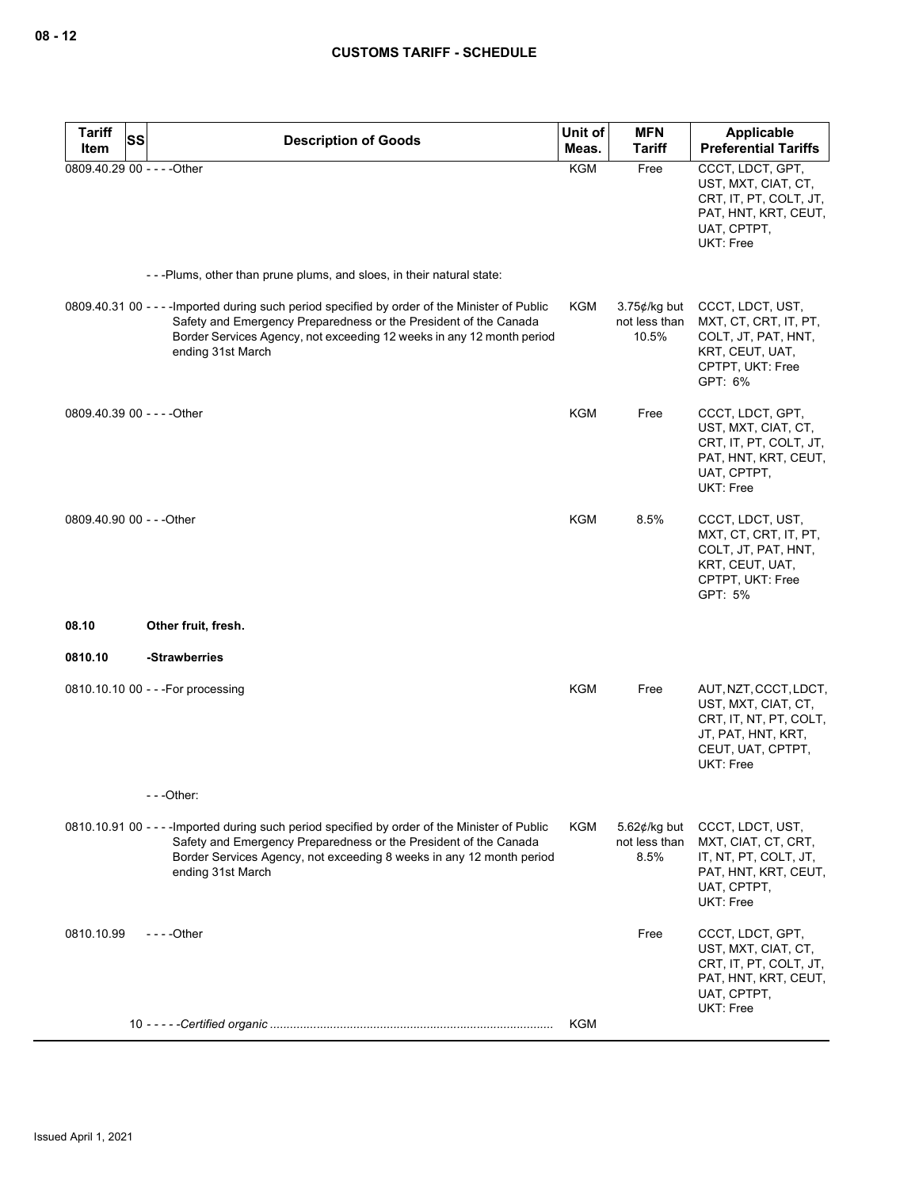| Tariff Item | SS | Description of Goods | Unit of Meas. | MFN Tariff | Applicable Preferential Tariffs |
|---|---|---|---|---|---|
| 0809.40.29 | 00 | - - - -Other | KGM | Free | CCCT, LDCT, GPT, UST, MXT, CIAT, CT, CRT, IT, PT, COLT, JT, PAT, HNT, KRT, CEUT, UAT, CPTPT, UKT: Free |
| | | - - -Plums, other than prune plums, and sloes, in their natural state: | | | |
| 0809.40.31 | 00 | - - - -Imported during such period specified by order of the Minister of Public Safety and Emergency Preparedness or the President of the Canada Border Services Agency, not exceeding 12 weeks in any 12 month period ending 31st March | KGM | 3.75¢/kg but not less than 10.5% | CCCT, LDCT, UST, MXT, CT, CRT, IT, PT, COLT, JT, PAT, HNT, KRT, CEUT, UAT, CPTPT, UKT: Free<br>GPT: 6% |
| 0809.40.39 | 00 | - - - -Other | KGM | Free | CCCT, LDCT, GPT, UST, MXT, CIAT, CT, CRT, IT, PT, COLT, JT, PAT, HNT, KRT, CEUT, UAT, CPTPT, UKT: Free |
| 0809.40.90 | 00 | - - -Other | KGM | 8.5% | CCCT, LDCT, UST, MXT, CT, CRT, IT, PT, COLT, JT, PAT, HNT, KRT, CEUT, UAT, CPTPT, UKT: Free<br>GPT: 5% |
| **08.10** | | **Other fruit, fresh.** | | | |
| **0810.10** | | **-Strawberries** | | | |
| 0810.10.10 | 00 | - - -For processing | KGM | Free | AUT, NZT, CCCT, LDCT, UST, MXT, CIAT, CT, CRT, IT, NT, PT, COLT, JT, PAT, HNT, KRT, CEUT, UAT, CPTPT, UKT: Free |
| | | - - -Other: | | | |
| 0810.10.91 | 00 | - - - -Imported during such period specified by order of the Minister of Public Safety and Emergency Preparedness or the President of the Canada Border Services Agency, not exceeding 8 weeks in any 12 month period ending 31st March | KGM | 5.62¢/kg but not less than 8.5% | CCCT, LDCT, UST, MXT, CIAT, CT, CRT, IT, NT, PT, COLT, JT, PAT, HNT, KRT, CEUT, UAT, CPTPT, UKT: Free |
| 0810.10.99 | | - - - -Other | | Free | CCCT, LDCT, GPT, UST, MXT, CIAT, CT, CRT, IT, PT, COLT, JT, PAT, HNT, KRT, CEUT, UAT, CPTPT, UKT: Free |
| | 10 | - - - - -*Certified organic* | KGM | | |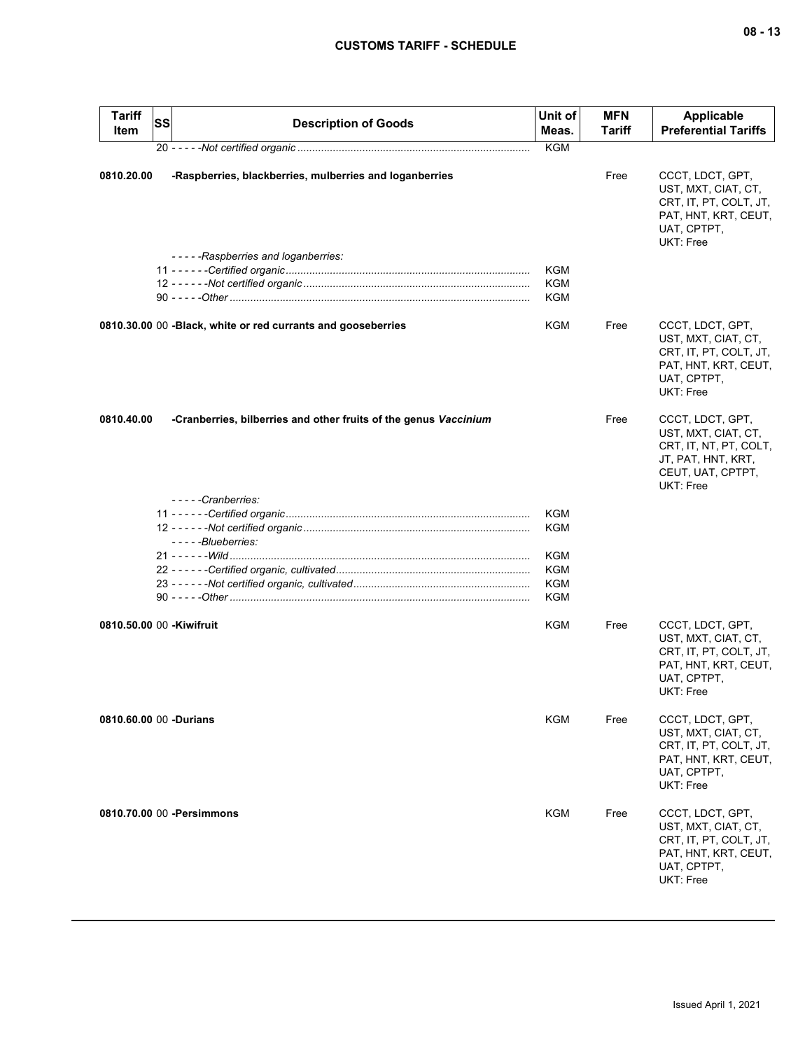| Tariff Item | SS | Description of Goods | Unit of Meas. | MFN Tariff | Applicable Preferential Tariffs |
|---|---|---|---|---|---|
| | | 20 - - - - -*Not certified organic* | KGM | | |
| 0810.20.00 | | -Raspberries, blackberries, mulberries and loganberries | | Free | CCCT, LDCT, GPT, UST, MXT, CIAT, CT, CRT, IT, PT, COLT, JT, PAT, HNT, KRT, CEUT, UAT, CPTPT, UKT: Free |
| | | - - - - -*Raspberries and loganberries:* | | | |
| | | 11 - - - - - -*Certified organic* | KGM | | |
| | | 12 - - - - - -*Not certified organic* | KGM | | |
| | | 90 - - - - -*Other* | KGM | | |
| 0810.30.00 | 00 | -Black, white or red currants and gooseberries | KGM | Free | CCCT, LDCT, GPT, UST, MXT, CIAT, CT, CRT, IT, PT, COLT, JT, PAT, HNT, KRT, CEUT, UAT, CPTPT, UKT: Free |
| 0810.40.00 | | -Cranberries, bilberries and other fruits of the genus *Vaccinium* | | Free | CCCT, LDCT, GPT, UST, MXT, CIAT, CT, CRT, IT, NT, PT, COLT, JT, PAT, HNT, KRT, CEUT, UAT, CPTPT, UKT: Free |
| | | - - - - -*Cranberries:* | | | |
| | | 11 - - - - - -*Certified organic* | KGM | | |
| | | 12 - - - - - -*Not certified organic* | KGM | | |
| | | - - - - -*Blueberries:* | | | |
| | | 21 - - - - - -*Wild* | KGM | | |
| | | 22 - - - - - -*Certified organic, cultivated* | KGM | | |
| | | 23 - - - - - -*Not certified organic, cultivated* | KGM | | |
| | | 90 - - - - -*Other* | KGM | | |
| 0810.50.00 | 00 | -Kiwifruit | KGM | Free | CCCT, LDCT, GPT, UST, MXT, CIAT, CT, CRT, IT, PT, COLT, JT, PAT, HNT, KRT, CEUT, UAT, CPTPT, UKT: Free |
| 0810.60.00 | 00 | -Durians | KGM | Free | CCCT, LDCT, GPT, UST, MXT, CIAT, CT, CRT, IT, PT, COLT, JT, PAT, HNT, KRT, CEUT, UAT, CPTPT, UKT: Free |
| 0810.70.00 | 00 | -Persimmons | KGM | Free | CCCT, LDCT, GPT, UST, MXT, CIAT, CT, CRT, IT, PT, COLT, JT, PAT, HNT, KRT, CEUT, UAT, CPTPT, UKT: Free |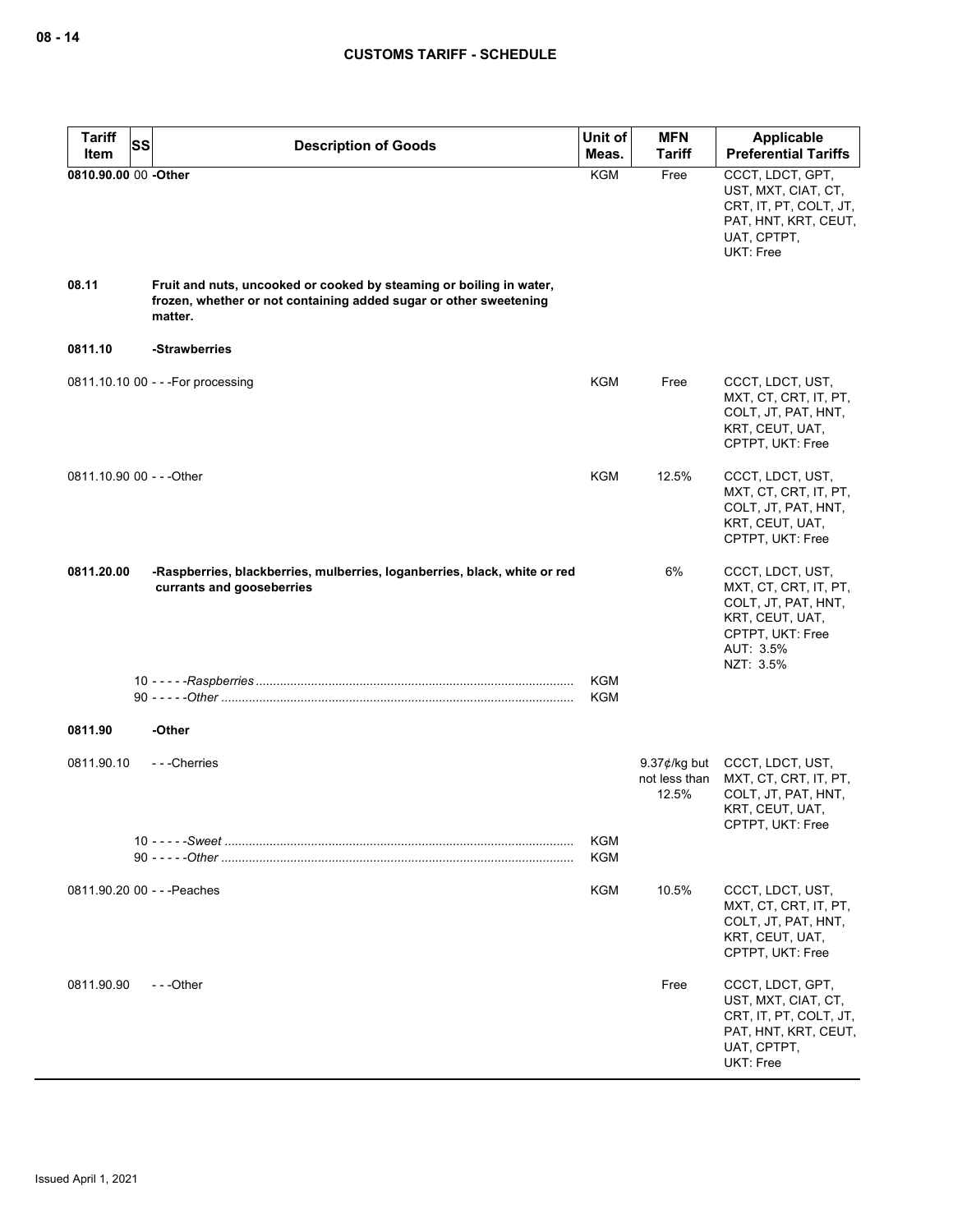## CUSTOMS TARIFF - SCHEDULE

| Tariff Item | SS | Description of Goods | Unit of Meas. | MFN Tariff | Applicable Preferential Tariffs |
|---|---|---|---|---|---|
| 0810.90.00 | 00 | **-Other** | KGM | Free | CCCT, LDCT, GPT, UST, MXT, CIAT, CT, CRT, IT, PT, COLT, JT, PAT, HNT, KRT, CEUT, UAT, CPTPT, UKT: Free |
| **08.11** | | **Fruit and nuts, uncooked or cooked by steaming or boiling in water, frozen, whether or not containing added sugar or other sweetening matter.** | | | |
| **0811.10** | | **-Strawberries** | | | |
| 0811.10.10 | 00 | - - -For processing | KGM | Free | CCCT, LDCT, UST, MXT, CT, CRT, IT, PT, COLT, JT, PAT, HNT, KRT, CEUT, UAT, CPTPT, UKT: Free |
| 0811.10.90 | 00 | - - -Other | KGM | 12.5% | CCCT, LDCT, UST, MXT, CT, CRT, IT, PT, COLT, JT, PAT, HNT, KRT, CEUT, UAT, CPTPT, UKT: Free |
| **0811.20.00** | | **-Raspberries, blackberries, mulberries, loganberries, black, white or red currants and gooseberries** | | 6% | CCCT, LDCT, UST, MXT, CT, CRT, IT, PT, COLT, JT, PAT, HNT, KRT, CEUT, UAT, CPTPT, UKT: Free AUT: 3.5% NZT: 3.5% |
| | 10 | - - - - -*Raspberries* | KGM | | |
| | 90 | - - - - -*Other* | KGM | | |
| **0811.90** | | **-Other** | | | |
| 0811.90.10 | | - - -Cherries | | 9.37¢/kg but not less than 12.5% | CCCT, LDCT, UST, MXT, CT, CRT, IT, PT, COLT, JT, PAT, HNT, KRT, CEUT, UAT, CPTPT, UKT: Free |
| | 10 | - - - - -*Sweet* | KGM | | |
| | 90 | - - - - -*Other* | KGM | | |
| 0811.90.20 | 00 | - - -Peaches | KGM | 10.5% | CCCT, LDCT, UST, MXT, CT, CRT, IT, PT, COLT, JT, PAT, HNT, KRT, CEUT, UAT, CPTPT, UKT: Free |
| 0811.90.90 | | - - -Other | | Free | CCCT, LDCT, GPT, UST, MXT, CIAT, CT, CRT, IT, PT, COLT, JT, PAT, HNT, KRT, CEUT, UAT, CPTPT, UKT: Free |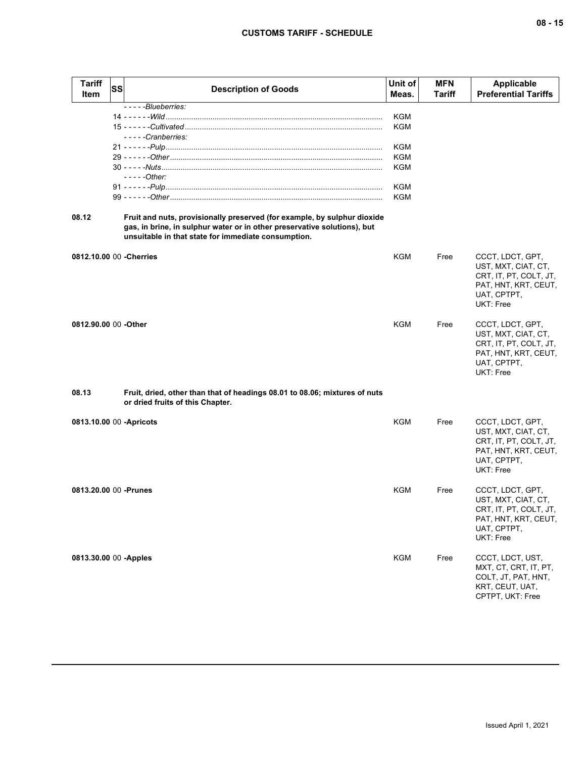| Tariff Item | SS | Description of Goods | Unit of Meas. | MFN Tariff | Applicable Preferential Tariffs |
|---|---|---|---|---|---|
| | | - - - - -*Blueberries:* | | | |
| | 14 | - - - - - -*Wild* | KGM | | |
| | 15 | - - - - - -*Cultivated* | KGM | | |
| | | - - - - -*Cranberries:* | | | |
| | 21 | - - - - - -*Pulp* | KGM | | |
| | 29 | - - - - - -*Other* | KGM | | |
| | 30 | - - - - -*Nuts* | KGM | | |
| | | - - - - -*Other:* | | | |
| | 91 | - - - - - -*Pulp* | KGM | | |
| | 99 | - - - - - -*Other* | KGM | | |
| **08.12** | | **Fruit and nuts, provisionally preserved (for example, by sulphur dioxide gas, in brine, in sulphur water or in other preservative solutions), but unsuitable in that state for immediate consumption.** | | | |
| **0812.10.00** | 00 | **-Cherries** | KGM | Free | CCCT, LDCT, GPT, UST, MXT, CIAT, CT, CRT, IT, PT, COLT, JT, PAT, HNT, KRT, CEUT, UAT, CPTPT, UKT: Free |
| **0812.90.00** | 00 | **-Other** | KGM | Free | CCCT, LDCT, GPT, UST, MXT, CIAT, CT, CRT, IT, PT, COLT, JT, PAT, HNT, KRT, CEUT, UAT, CPTPT, UKT: Free |
| **08.13** | | **Fruit, dried, other than that of headings 08.01 to 08.06; mixtures of nuts or dried fruits of this Chapter.** | | | |
| **0813.10.00** | 00 | **-Apricots** | KGM | Free | CCCT, LDCT, GPT, UST, MXT, CIAT, CT, CRT, IT, PT, COLT, JT, PAT, HNT, KRT, CEUT, UAT, CPTPT, UKT: Free |
| **0813.20.00** | 00 | **-Prunes** | KGM | Free | CCCT, LDCT, GPT, UST, MXT, CIAT, CT, CRT, IT, PT, COLT, JT, PAT, HNT, KRT, CEUT, UAT, CPTPT, UKT: Free |
| **0813.30.00** | 00 | **-Apples** | KGM | Free | CCCT, LDCT, UST, MXT, CT, CRT, IT, PT, COLT, JT, PAT, HNT, KRT, CEUT, UAT, CPTPT, UKT: Free |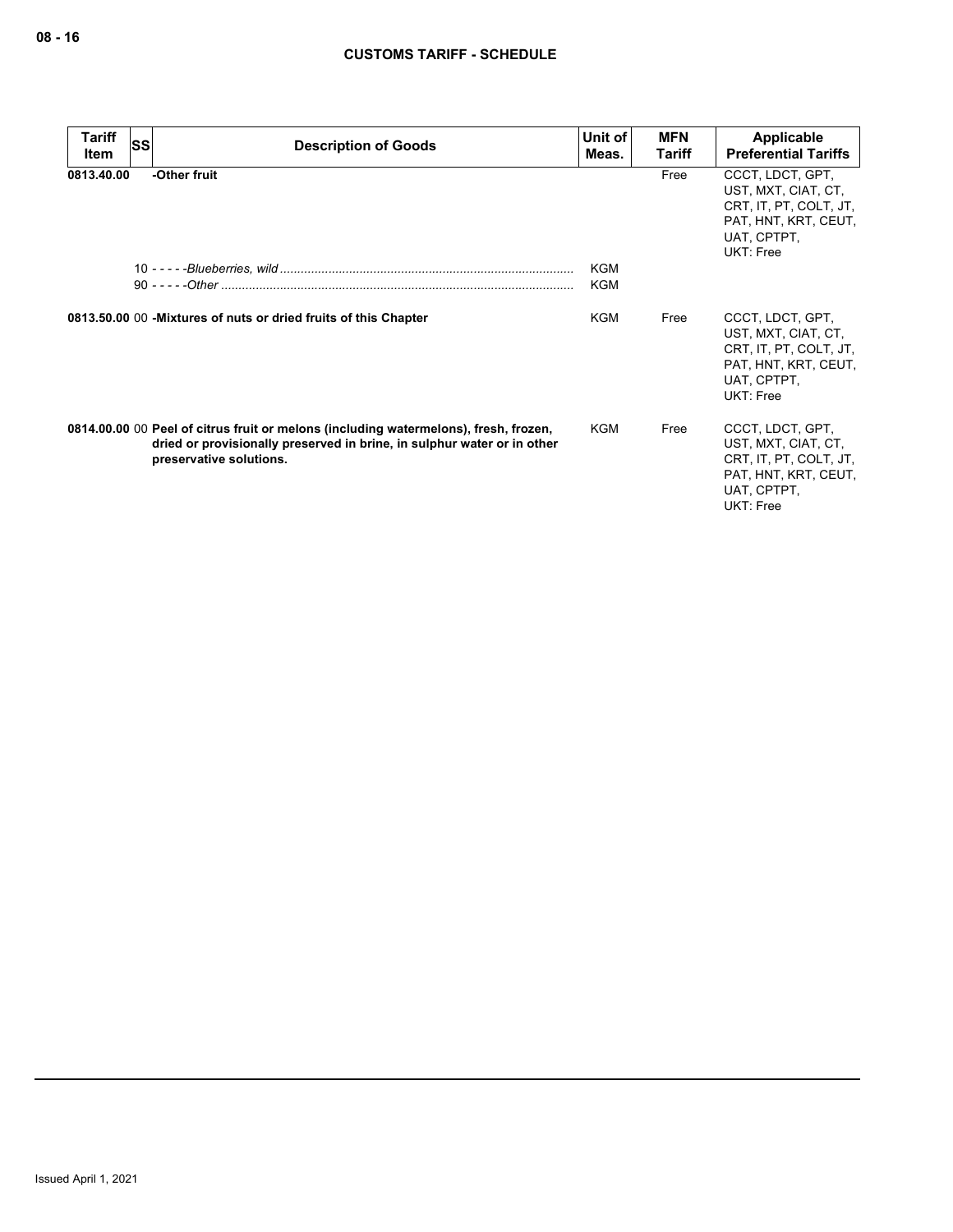## CUSTOMS TARIFF - SCHEDULE

| Tariff Item | SS | Description of Goods | Unit of Meas. | MFN Tariff | Applicable Preferential Tariffs |
|---|---|---|---|---|---|
| **0813.40.00** | | **-Other fruit** | | Free | CCCT, LDCT, GPT, UST, MXT, CIAT, CT, CRT, IT, PT, COLT, JT, PAT, HNT, KRT, CEUT, UAT, CPTPT, UKT: Free |
| | 10 | - - - - -*Blueberries, wild* | KGM | | |
| | 90 | - - - - -*Other* | KGM | | |
| **0813.50.00** | 00 | **-Mixtures of nuts or dried fruits of this Chapter** | KGM | Free | CCCT, LDCT, GPT, UST, MXT, CIAT, CT, CRT, IT, PT, COLT, JT, PAT, HNT, KRT, CEUT, UAT, CPTPT, UKT: Free |
| **0814.00.00** | 00 | **Peel of citrus fruit or melons (including watermelons), fresh, frozen, dried or provisionally preserved in brine, in sulphur water or in other preservative solutions.** | KGM | Free | CCCT, LDCT, GPT, UST, MXT, CIAT, CT, CRT, IT, PT, COLT, JT, PAT, HNT, KRT, CEUT, UAT, CPTPT, UKT: Free |